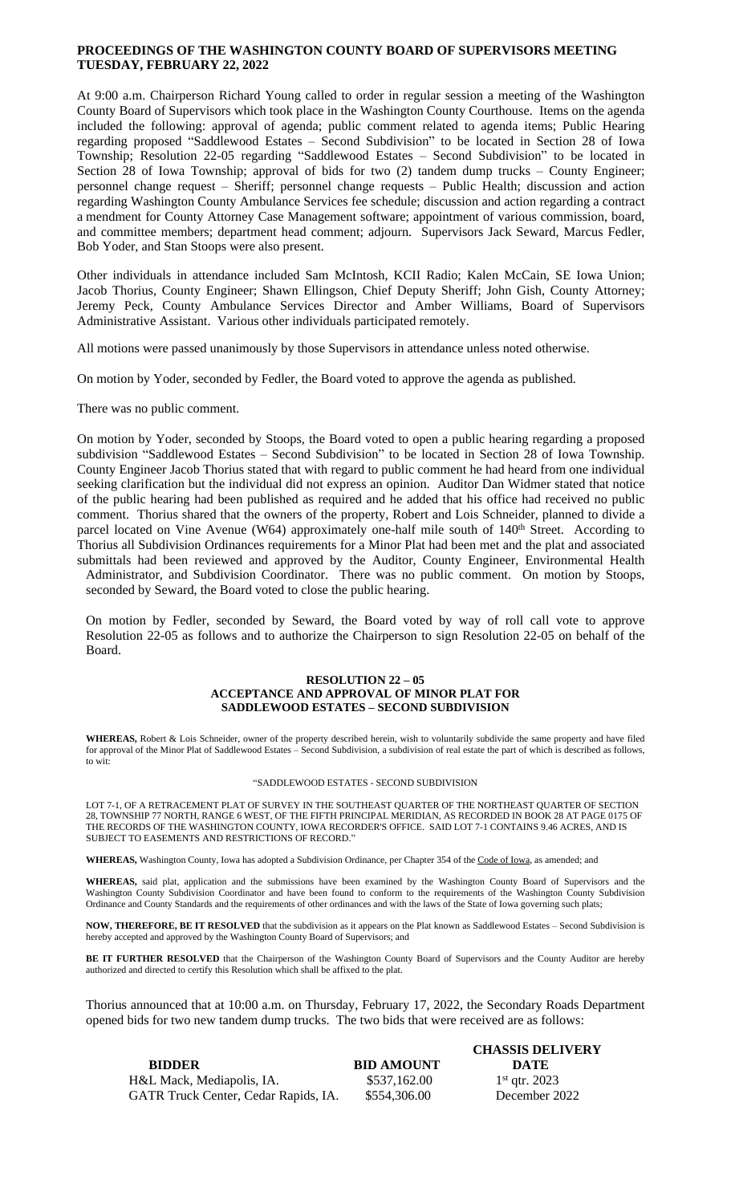# PROCEEDINGS OF THE WASHINGTON COUNTY BOARD OF SUPERVISORS MEETING TUESDAY, FEBRUARY 22, 2022

At 9:00 a.m. Chairperson Richard Young called to order in regular session a meeting of the Washington County Board of Supervisors which took place in the Washington County Courthouse. Items on the agenda included the following: approval of agenda; public comment related to agenda items; Public Hearing regarding proposed "Saddlewood Estates – Second Subdivision" to be located in Section 28 of Iowa Township; Resolution 22-05 regarding "Saddlewood Estates – Second Subdivision" to be located in Section 28 of Iowa Township; approval of bids for two (2) tandem dump trucks – County Engineer; personnel change request – Sheriff; personnel change requests – Public Health; discussion and action regarding Washington County Ambulance Services fee schedule; discussion and action regarding a contract a mendment for County Attorney Case Management software; appointment of various commission, board, and committee members; department head comment; adjourn. Supervisors Jack Seward, Marcus Fedler, Bob Yoder, and Stan Stoops were also present.

Other individuals in attendance included Sam McIntosh, KCII Radio; Kalen McCain, SE Iowa Union; Jacob Thorius, County Engineer; Shawn Ellingson, Chief Deputy Sheriff; John Gish, County Attorney; Jeremy Peck, County Ambulance Services Director and Amber Williams, Board of Supervisors Administrative Assistant. Various other individuals participated remotely.

All motions were passed unanimously by those Supervisors in attendance unless noted otherwise.

On motion by Yoder, seconded by Fedler, the Board voted to approve the agenda as published.

There was no public comment.

On motion by Yoder, seconded by Stoops, the Board voted to open a public hearing regarding a proposed subdivision "Saddlewood Estates – Second Subdivision" to be located in Section 28 of Iowa Township. County Engineer Jacob Thorius stated that with regard to public comment he had heard from one individual seeking clarification but the individual did not express an opinion. Auditor Dan Widmer stated that notice of the public hearing had been published as required and he added that his office had received no public comment. Thorius shared that the owners of the property, Robert and Lois Schneider, planned to divide a parcel located on Vine Avenue (W64) approximately one-half mile south of 140th Street. According to Thorius all Subdivision Ordinances requirements for a Minor Plat had been met and the plat and associated submittals had been reviewed and approved by the Auditor, County Engineer, Environmental Health Administrator, and Subdivision Coordinator. There was no public comment. On motion by Stoops, seconded by Seward, the Board voted to close the public hearing.

On motion by Fedler, seconded by Seward, the Board voted by way of roll call vote to approve Resolution 22-05 as follows and to authorize the Chairperson to sign Resolution 22-05 on behalf of the Board.

## RESOLUTION 22 – 05
## ACCEPTANCE AND APPROVAL OF MINOR PLAT FOR SADDLEWOOD ESTATES – SECOND SUBDIVISION

**WHEREAS,** Robert & Lois Schneider, owner of the property described herein, wish to voluntarily subdivide the same property and have filed for approval of the Minor Plat of Saddlewood Estates – Second Subdivision, a subdivision of real estate the part of which is described as follows, to wit:

"SADDLEWOOD ESTATES - SECOND SUBDIVISION

LOT 7-1, OF A RETRACEMENT PLAT OF SURVEY IN THE SOUTHEAST QUARTER OF THE NORTHEAST QUARTER OF SECTION 28, TOWNSHIP 77 NORTH, RANGE 6 WEST, OF THE FIFTH PRINCIPAL MERIDIAN, AS RECORDED IN BOOK 28 AT PAGE 0175 OF THE RECORDS OF THE WASHINGTON COUNTY, IOWA RECORDER'S OFFICE. SAID LOT 7-1 CONTAINS 9.46 ACRES, AND IS SUBJECT TO EASEMENTS AND RESTRICTIONS OF RECORD."

**WHEREAS,** Washington County, Iowa has adopted a Subdivision Ordinance, per Chapter 354 of the Code of Iowa, as amended; and

**WHEREAS,** said plat, application and the submissions have been examined by the Washington County Board of Supervisors and the Washington County Subdivision Coordinator and have been found to conform to the requirements of the Washington County Subdivision Ordinance and County Standards and the requirements of other ordinances and with the laws of the State of Iowa governing such plats;

**NOW, THEREFORE, BE IT RESOLVED** that the subdivision as it appears on the Plat known as Saddlewood Estates – Second Subdivision is hereby accepted and approved by the Washington County Board of Supervisors; and

**BE IT FURTHER RESOLVED** that the Chairperson of the Washington County Board of Supervisors and the County Auditor are hereby authorized and directed to certify this Resolution which shall be affixed to the plat.

Thorius announced that at 10:00 a.m. on Thursday, February 17, 2022, the Secondary Roads Department opened bids for two new tandem dump trucks. The two bids that were received are as follows:

| BIDDER | BID AMOUNT | CHASSIS DELIVERY DATE |
|---|---|---|
| H&L Mack, Mediapolis, IA. | $537,162.00 | 1st qtr. 2023 |
| GATR Truck Center, Cedar Rapids, IA. | $554,306.00 | December 2022 |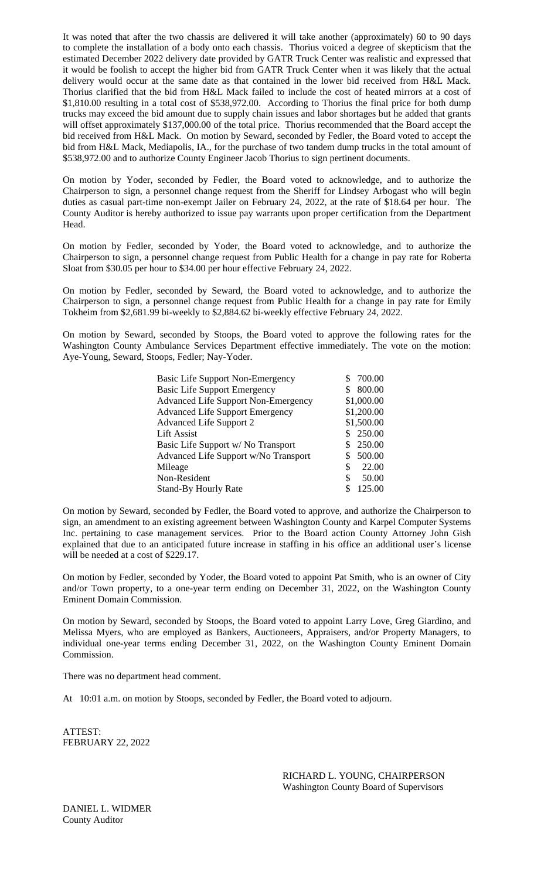It was noted that after the two chassis are delivered it will take another (approximately) 60 to 90 days to complete the installation of a body onto each chassis. Thorius voiced a degree of skepticism that the estimated December 2022 delivery date provided by GATR Truck Center was realistic and expressed that it would be foolish to accept the higher bid from GATR Truck Center when it was likely that the actual delivery would occur at the same date as that contained in the lower bid received from H&L Mack. Thorius clarified that the bid from H&L Mack failed to include the cost of heated mirrors at a cost of $1,810.00 resulting in a total cost of $538,972.00. According to Thorius the final price for both dump trucks may exceed the bid amount due to supply chain issues and labor shortages but he added that grants will offset approximately $137,000.00 of the total price. Thorius recommended that the Board accept the bid received from H&L Mack. On motion by Seward, seconded by Fedler, the Board voted to accept the bid from H&L Mack, Mediapolis, IA., for the purchase of two tandem dump trucks in the total amount of $538,972.00 and to authorize County Engineer Jacob Thorius to sign pertinent documents.

On motion by Yoder, seconded by Fedler, the Board voted to acknowledge, and to authorize the Chairperson to sign, a personnel change request from the Sheriff for Lindsey Arbogast who will begin duties as casual part-time non-exempt Jailer on February 24, 2022, at the rate of $18.64 per hour. The County Auditor is hereby authorized to issue pay warrants upon proper certification from the Department Head.

On motion by Fedler, seconded by Yoder, the Board voted to acknowledge, and to authorize the Chairperson to sign, a personnel change request from Public Health for a change in pay rate for Roberta Sloat from $30.05 per hour to $34.00 per hour effective February 24, 2022.

On motion by Fedler, seconded by Seward, the Board voted to acknowledge, and to authorize the Chairperson to sign, a personnel change request from Public Health for a change in pay rate for Emily Tokheim from $2,681.99 bi-weekly to $2,884.62 bi-weekly effective February 24, 2022.

On motion by Seward, seconded by Stoops, the Board voted to approve the following rates for the Washington County Ambulance Services Department effective immediately. The vote on the motion: Aye-Young, Seward, Stoops, Fedler; Nay-Yoder.

| | |
|---|---|
| Basic Life Support Non-Emergency | $ 700.00 |
| Basic Life Support Emergency | $ 800.00 |
| Advanced Life Support Non-Emergency | $1,000.00 |
| Advanced Life Support Emergency | $1,200.00 |
| Advanced Life Support 2 | $1,500.00 |
| Lift Assist | $ 250.00 |
| Basic Life Support w/ No Transport | $ 250.00 |
| Advanced Life Support w/No Transport | $ 500.00 |
| Mileage | $ 22.00 |
| Non-Resident | $ 50.00 |
| Stand-By Hourly Rate | $ 125.00 |

On motion by Seward, seconded by Fedler, the Board voted to approve, and authorize the Chairperson to sign, an amendment to an existing agreement between Washington County and Karpel Computer Systems Inc. pertaining to case management services. Prior to the Board action County Attorney John Gish explained that due to an anticipated future increase in staffing in his office an additional user's license will be needed at a cost of $229.17.

On motion by Fedler, seconded by Yoder, the Board voted to appoint Pat Smith, who is an owner of City and/or Town property, to a one-year term ending on December 31, 2022, on the Washington County Eminent Domain Commission.

On motion by Seward, seconded by Stoops, the Board voted to appoint Larry Love, Greg Giardino, and Melissa Myers, who are employed as Bankers, Auctioneers, Appraisers, and/or Property Managers, to individual one-year terms ending December 31, 2022, on the Washington County Eminent Domain Commission.

There was no department head comment.

At 10:01 a.m. on motion by Stoops, seconded by Fedler, the Board voted to adjourn.

ATTEST:
FEBRUARY 22, 2022

RICHARD L. YOUNG, CHAIRPERSON
Washington County Board of Supervisors

DANIEL L. WIDMER
County Auditor